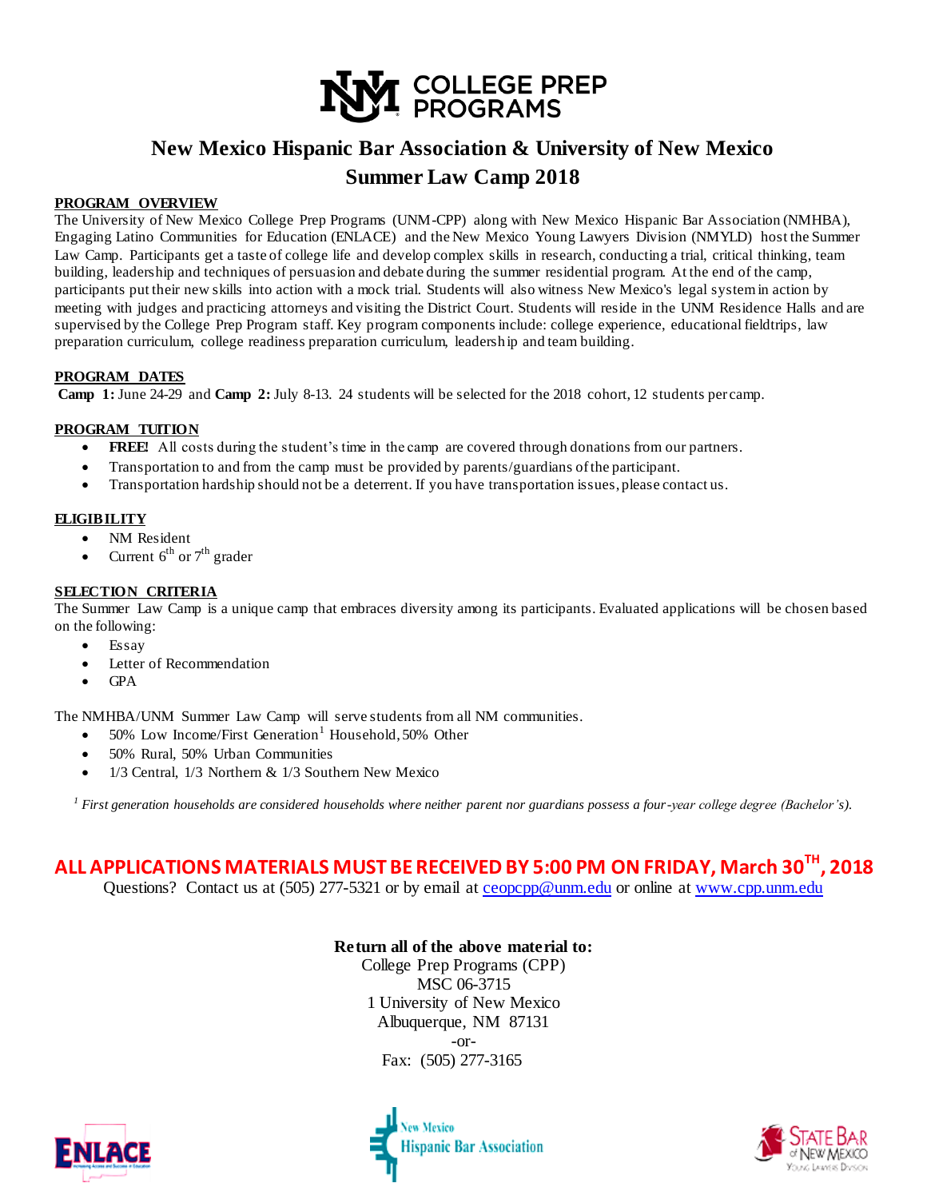COLLEGE PREP PROGRAMS

# New Mexico Hispanic Bar Association & University of New Mexico
## Summer Law Camp 2018

**PROGRAM OVERVIEW**

The University of New Mexico College Prep Programs (UNM-CPP) along with New Mexico Hispanic Bar Association (NMHBA), Engaging Latino Communities for Education (ENLACE) and the New Mexico Young Lawyers Division (NMYLD) host the Summer Law Camp. Participants get a taste of college life and develop complex skills in research, conducting a trial, critical thinking, team building, leadership and techniques of persuasion and debate during the summer residential program. At the end of the camp, participants put their new skills into action with a mock trial. Students will also witness New Mexico's legal system in action by meeting with judges and practicing attorneys and visiting the District Court. Students will reside in the UNM Residence Halls and are supervised by the College Prep Program staff. Key program components include: college experience, educational fieldtrips, law preparation curriculum, college readiness preparation curriculum, leadership and team building.

**PROGRAM DATES**

**Camp 1:** June 24-29 and **Camp 2:** July 8-13. 24 students will be selected for the 2018 cohort, 12 students per camp.

**PROGRAM TUITION**

- **FREE!** All costs during the student's time in the camp are covered through donations from our partners.
- Transportation to and from the camp must be provided by parents/guardians of the participant.
- Transportation hardship should not be a deterrent. If you have transportation issues, please contact us.

**ELIGIBILITY**

- NM Resident
- Current 6th or 7th grader

**SELECTION CRITERIA**

The Summer Law Camp is a unique camp that embraces diversity among its participants. Evaluated applications will be chosen based on the following:

- Essay
- Letter of Recommendation
- GPA

The NMHBA/UNM Summer Law Camp will serve students from all NM communities.

- 50% Low Income/First Generation[1] Household, 50% Other
- 50% Rural, 50% Urban Communities
- 1/3 Central, 1/3 Northern & 1/3 Southern New Mexico

*[1] First generation households are considered households where neither parent nor guardians possess a four-year college degree (Bachelor's).*

**ALL APPLICATIONS MATERIALS MUST BE RECEIVED BY 5:00 PM ON FRIDAY, March 30TH, 2018**

Questions? Contact us at (505) 277-5321 or by email at ceopcpp@unm.edu or online at www.cpp.unm.edu

**Return all of the above material to:**

College Prep Programs (CPP)
MSC 06-3715
1 University of New Mexico
Albuquerque, NM 87131
-or-
Fax: (505) 277-3165

ENLACE | New Mexico Hispanic Bar Association | State Bar of New Mexico Young Lawyers Division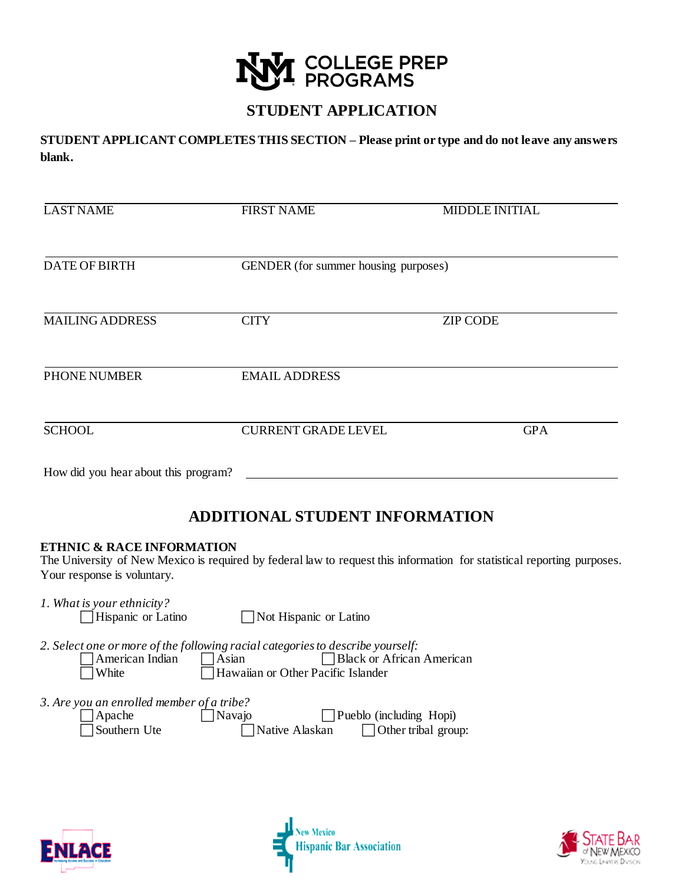COLLEGE PREP PROGRAMS

# STUDENT APPLICATION

**STUDENT APPLICANT COMPLETES THIS SECTION – Please print or type and do not leave any answers blank.**

| LAST NAME | FIRST NAME | MIDDLE INITIAL |
|---|---|---|
| | | |

| DATE OF BIRTH | GENDER (for summer housing purposes) |
|---|---|
| | |

| MAILING ADDRESS | CITY | ZIP CODE |
|---|---|---|
| | | |

| PHONE NUMBER | EMAIL ADDRESS |
|---|---|
| | |

| SCHOOL | CURRENT GRADE LEVEL | GPA |
|---|---|---|
| | | |

How did you hear about this program? ______________________________

## ADDITIONAL STUDENT INFORMATION

**ETHNIC & RACE INFORMATION**

The University of New Mexico is required by federal law to request this information for statistical reporting purposes. Your response is voluntary.

*1. What is your ethnicity?*

☐ Hispanic or Latino ☐ Not Hispanic or Latino

*2. Select one or more of the following racial categories to describe yourself:*

☐ American Indian ☐ Asian ☐ Black or African American

☐ White ☐ Hawaiian or Other Pacific Islander

*3. Are you an enrolled member of a tribe?*

☐ Apache ☐ Navajo ☐ Pueblo (including Hopi)

☐ Southern Ute ☐ Native Alaskan ☐ Other tribal group:

ENLACE — New Mexico Hispanic Bar Association — State Bar of New Mexico Young Lawyers Division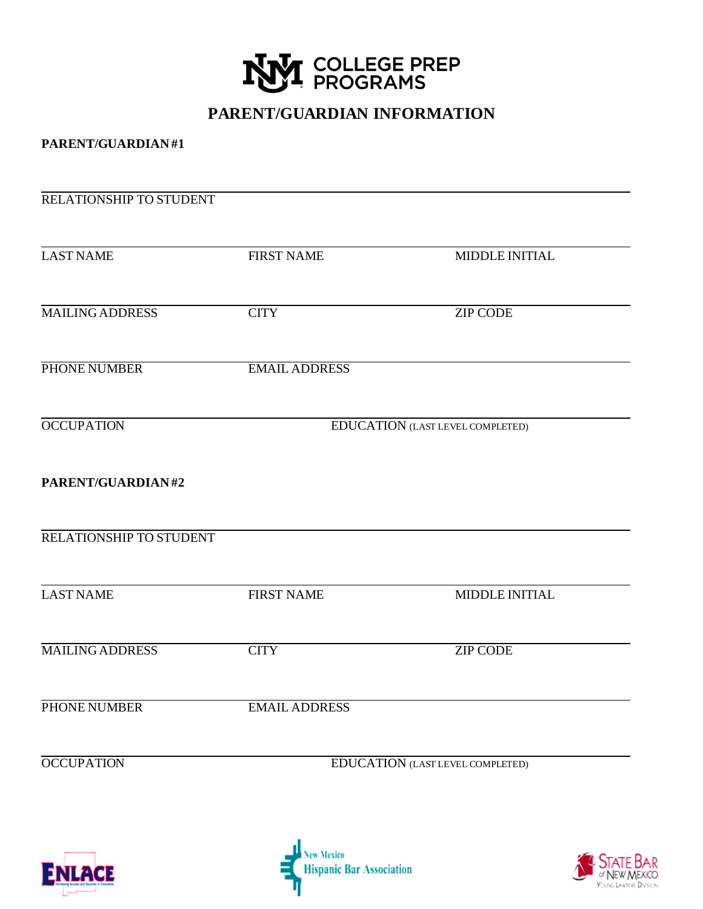UNM COLLEGE PREP PROGRAMS

# PARENT/GUARDIAN INFORMATION

**PARENT/GUARDIAN #1**

RELATIONSHIP TO STUDENT

LAST NAME FIRST NAME MIDDLE INITIAL

MAILING ADDRESS CITY ZIP CODE

PHONE NUMBER EMAIL ADDRESS

OCCUPATION EDUCATION (LAST LEVEL COMPLETED)

**PARENT/GUARDIAN #2**

RELATIONSHIP TO STUDENT

LAST NAME FIRST NAME MIDDLE INITIAL

MAILING ADDRESS CITY ZIP CODE

PHONE NUMBER EMAIL ADDRESS

OCCUPATION EDUCATION (LAST LEVEL COMPLETED)

ENLACE New Mexico Hispanic Bar Association STATE BAR of NEW MEXICO Young Lawyers Division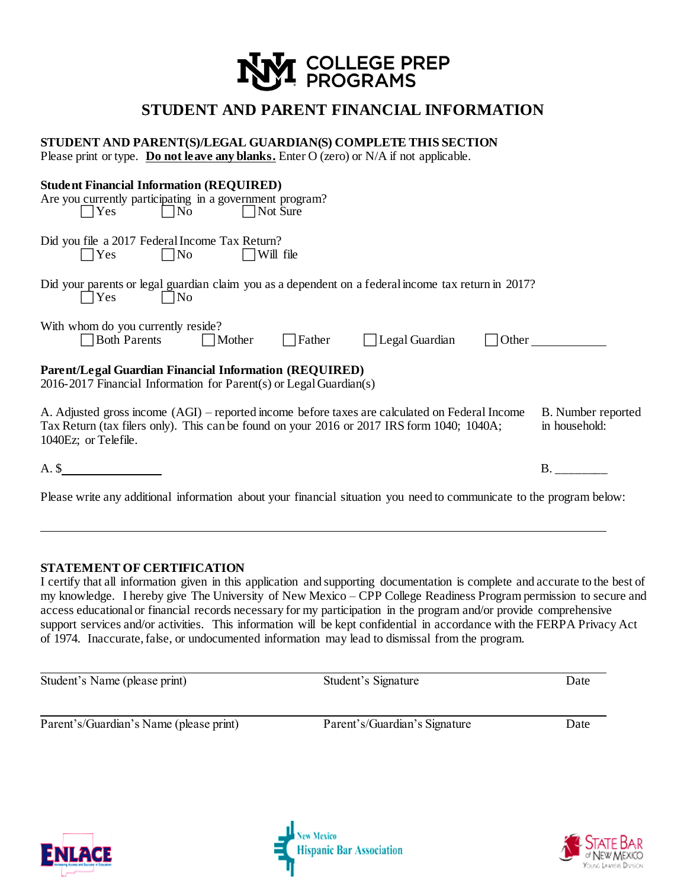UNM COLLEGE PREP PROGRAMS

# STUDENT AND PARENT FINANCIAL INFORMATION

**STUDENT AND PARENT(S)/LEGAL GUARDIAN(S) COMPLETE THIS SECTION**
Please print or type. **Do not leave any blanks.** Enter O (zero) or N/A if not applicable.

**Student Financial Information (REQUIRED)**

Are you currently participating in a government program?
☐ Yes ☐ No ☐ Not Sure

Did you file a 2017 Federal Income Tax Return?
☐ Yes ☐ No ☐ Will file

Did your parents or legal guardian claim you as a dependent on a federal income tax return in 2017?
☐ Yes ☐ No

With whom do you currently reside?
☐ Both Parents ☐ Mother ☐ Father ☐ Legal Guardian ☐ Other ____________

**Parent/Legal Guardian Financial Information (REQUIRED)**
2016-2017 Financial Information for Parent(s) or Legal Guardian(s)

A. Adjusted gross income (AGI) – reported income before taxes are calculated on Federal Income Tax Return (tax filers only). This can be found on your 2016 or 2017 IRS form 1040; 1040A; 1040Ez; or Telefile.

B. Number reported in household:

A. $________________

B. ________

Please write any additional information about your financial situation you need to communicate to the program below:

______________________________________________________________________________

**STATEMENT OF CERTIFICATION**
I certify that all information given in this application and supporting documentation is complete and accurate to the best of my knowledge. I hereby give The University of New Mexico – CPP College Readiness Program permission to secure and access educational or financial records necessary for my participation in the program and/or provide comprehensive support services and/or activities. This information will be kept confidential in accordance with the FERPA Privacy Act of 1974. Inaccurate, false, or undocumented information may lead to dismissal from the program.

______________________________________________________________________________
Student's Name (please print) Student's Signature Date

______________________________________________________________________________
Parent's/Guardian's Name (please print) Parent's/Guardian's Signature Date

ENLACE New Mexico Hispanic Bar Association State Bar of New Mexico Young Lawyers Division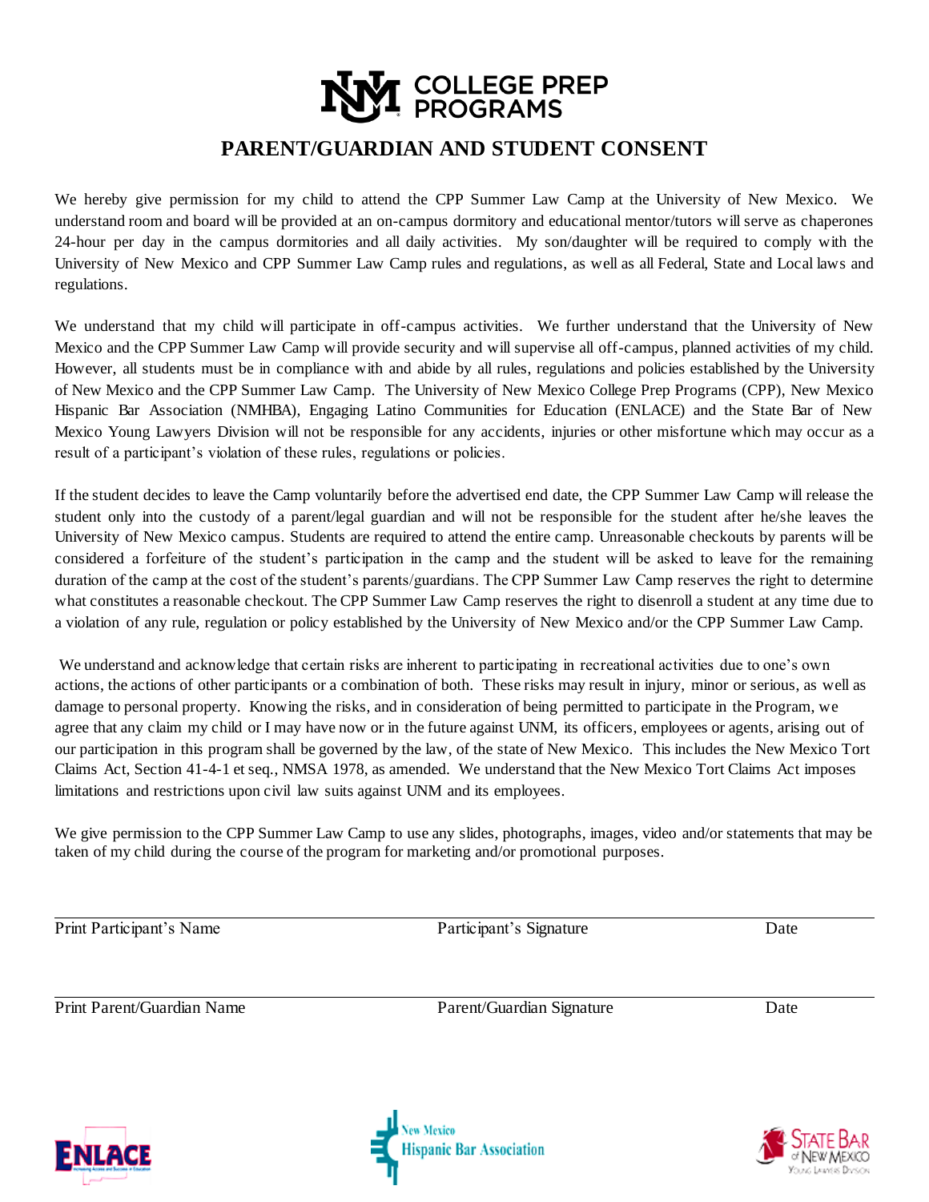# COLLEGE PREP PROGRAMS

## PARENT/GUARDIAN AND STUDENT CONSENT

We hereby give permission for my child to attend the CPP Summer Law Camp at the University of New Mexico. We understand room and board will be provided at an on-campus dormitory and educational mentor/tutors will serve as chaperones 24-hour per day in the campus dormitories and all daily activities. My son/daughter will be required to comply with the University of New Mexico and CPP Summer Law Camp rules and regulations, as well as all Federal, State and Local laws and regulations.

We understand that my child will participate in off-campus activities. We further understand that the University of New Mexico and the CPP Summer Law Camp will provide security and will supervise all off-campus, planned activities of my child. However, all students must be in compliance with and abide by all rules, regulations and policies established by the University of New Mexico and the CPP Summer Law Camp. The University of New Mexico College Prep Programs (CPP), New Mexico Hispanic Bar Association (NMHBA), Engaging Latino Communities for Education (ENLACE) and the State Bar of New Mexico Young Lawyers Division will not be responsible for any accidents, injuries or other misfortune which may occur as a result of a participant's violation of these rules, regulations or policies.

If the student decides to leave the Camp voluntarily before the advertised end date, the CPP Summer Law Camp will release the student only into the custody of a parent/legal guardian and will not be responsible for the student after he/she leaves the University of New Mexico campus. Students are required to attend the entire camp. Unreasonable checkouts by parents will be considered a forfeiture of the student's participation in the camp and the student will be asked to leave for the remaining duration of the camp at the cost of the student's parents/guardians. The CPP Summer Law Camp reserves the right to determine what constitutes a reasonable checkout. The CPP Summer Law Camp reserves the right to disenroll a student at any time due to a violation of any rule, regulation or policy established by the University of New Mexico and/or the CPP Summer Law Camp.

We understand and acknowledge that certain risks are inherent to participating in recreational activities due to one's own actions, the actions of other participants or a combination of both. These risks may result in injury, minor or serious, as well as damage to personal property. Knowing the risks, and in consideration of being permitted to participate in the Program, we agree that any claim my child or I may have now or in the future against UNM, its officers, employees or agents, arising out of our participation in this program shall be governed by the law, of the state of New Mexico. This includes the New Mexico Tort Claims Act, Section 41-4-1 et seq., NMSA 1978, as amended. We understand that the New Mexico Tort Claims Act imposes limitations and restrictions upon civil law suits against UNM and its employees.

We give permission to the CPP Summer Law Camp to use any slides, photographs, images, video and/or statements that may be taken of my child during the course of the program for marketing and/or promotional purposes.

Print Participant's Name ______________________ Participant's Signature ______________________ Date __________

Print Parent/Guardian Name ______________________ Parent/Guardian Signature ______________________ Date __________

ENLACE | New Mexico Hispanic Bar Association | State Bar of New Mexico Young Lawyers Division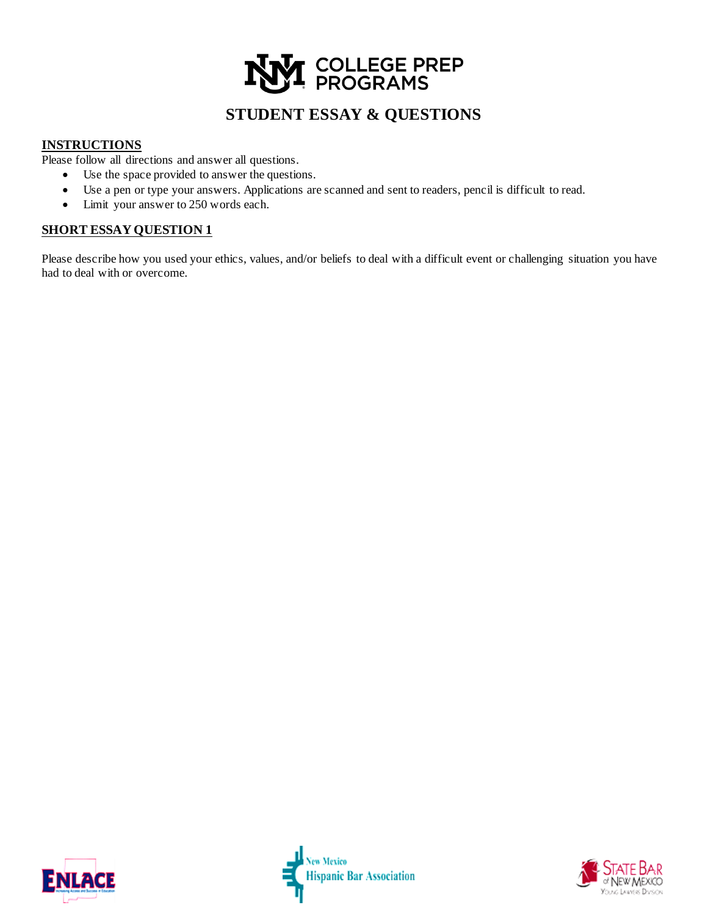COLLEGE PREP PROGRAMS

# STUDENT ESSAY & QUESTIONS

**INSTRUCTIONS**

Please follow all directions and answer all questions.

- Use the space provided to answer the questions.
- Use a pen or type your answers. Applications are scanned and sent to readers, pencil is difficult to read.
- Limit your answer to 250 words each.

**SHORT ESSAY QUESTION 1**

Please describe how you used your ethics, values, and/or beliefs to deal with a difficult event or challenging situation you have had to deal with or overcome.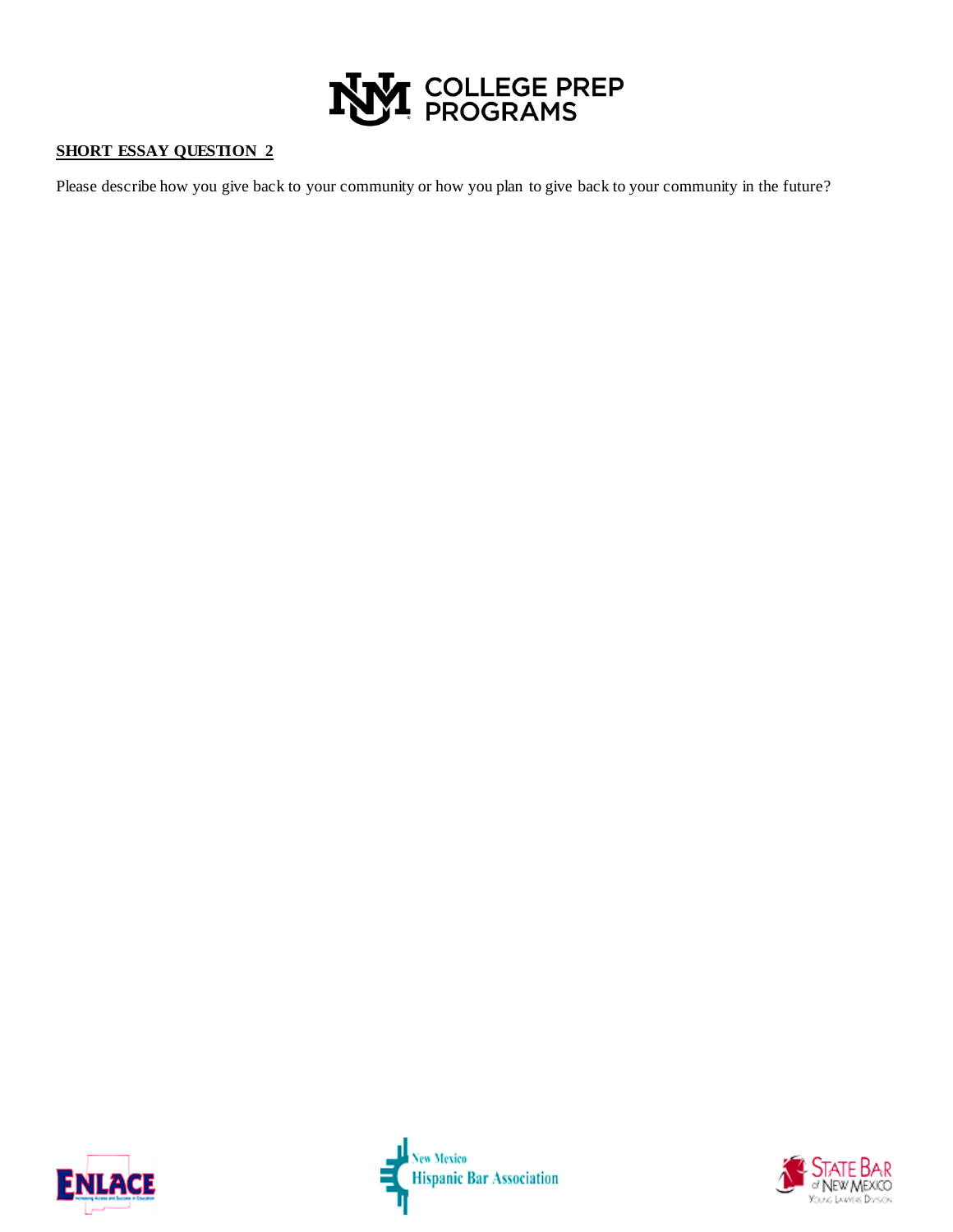**UNM COLLEGE PREP PROGRAMS**

**SHORT ESSAY QUESTION 2**

Please describe how you give back to your community or how you plan to give back to your community in the future?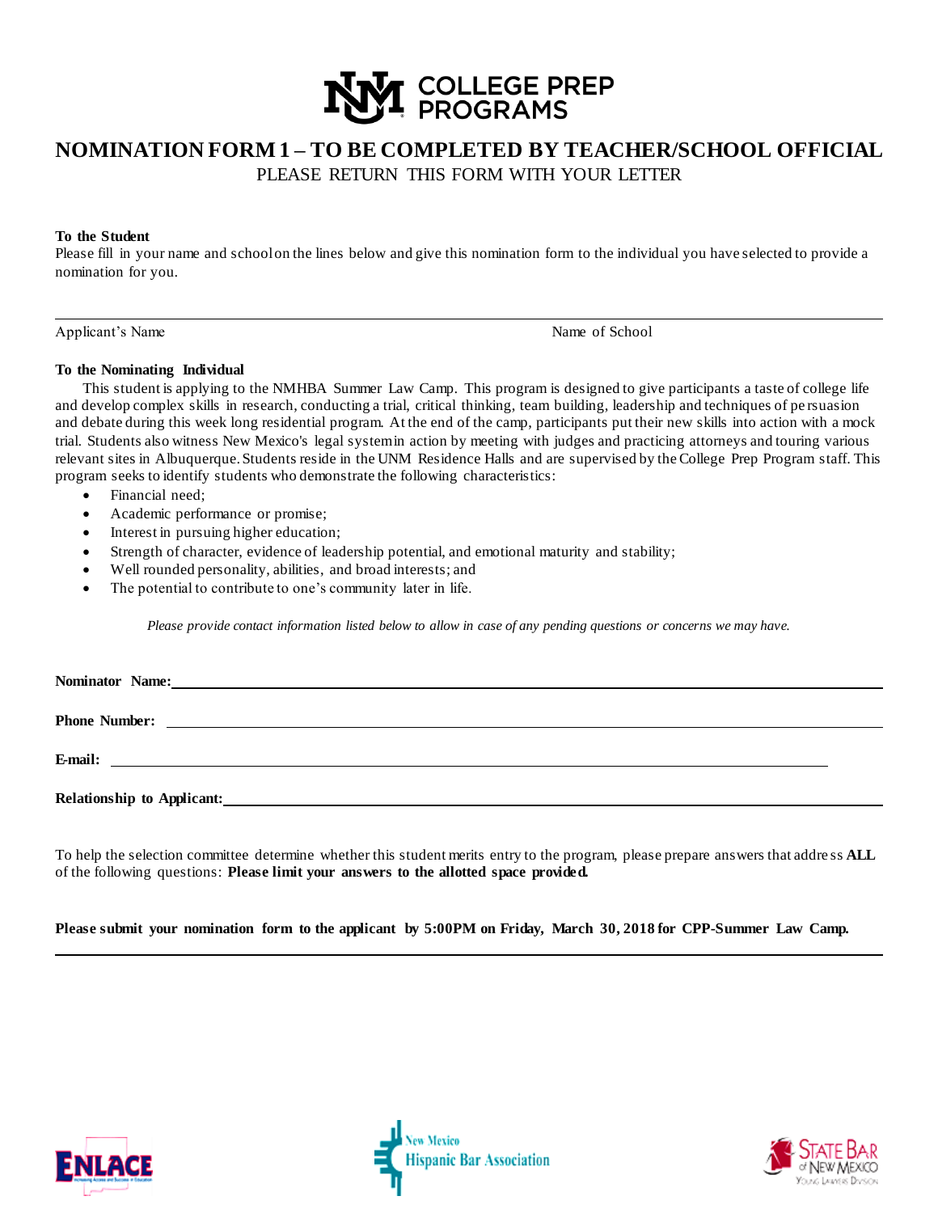COLLEGE PREP PROGRAMS

# NOMINATION FORM 1 – TO BE COMPLETED BY TEACHER/SCHOOL OFFICIAL

PLEASE RETURN THIS FORM WITH YOUR LETTER

**To the Student**

Please fill in your name and school on the lines below and give this nomination form to the individual you have selected to provide a nomination for you.

_______________________________________________________________________________

Applicant's Name                                                                                                    Name of School

**To the Nominating Individual**

This student is applying to the NMHBA Summer Law Camp. This program is designed to give participants a taste of college life and develop complex skills in research, conducting a trial, critical thinking, team building, leadership and techniques of persuasion and debate during this week long residential program. At the end of the camp, participants put their new skills into action with a mock trial. Students also witness New Mexico's legal system in action by meeting with judges and practicing attorneys and touring various relevant sites in Albuquerque. Students reside in the UNM Residence Halls and are supervised by the College Prep Program staff. This program seeks to identify students who demonstrate the following characteristics:

- Financial need;
- Academic performance or promise;
- Interest in pursuing higher education;
- Strength of character, evidence of leadership potential, and emotional maturity and stability;
- Well rounded personality, abilities, and broad interests; and
- The potential to contribute to one's community later in life.

*Please provide contact information listed below to allow in case of any pending questions or concerns we may have.*

**Nominator Name:** _______________________________________________

**Phone Number:** _______________________________________________

**E-mail:** _______________________________________________

**Relationship to Applicant:** _______________________________________________

To help the selection committee determine whether this student merits entry to the program, please prepare answers that address **ALL** of the following questions: **Please limit your answers to the allotted space provided.**

**Please submit your nomination form to the applicant by 5:00PM on Friday, March 30, 2018 for CPP-Summer Law Camp.**

ENLACE

New Mexico Hispanic Bar Association

State Bar of New Mexico Young Lawyers Division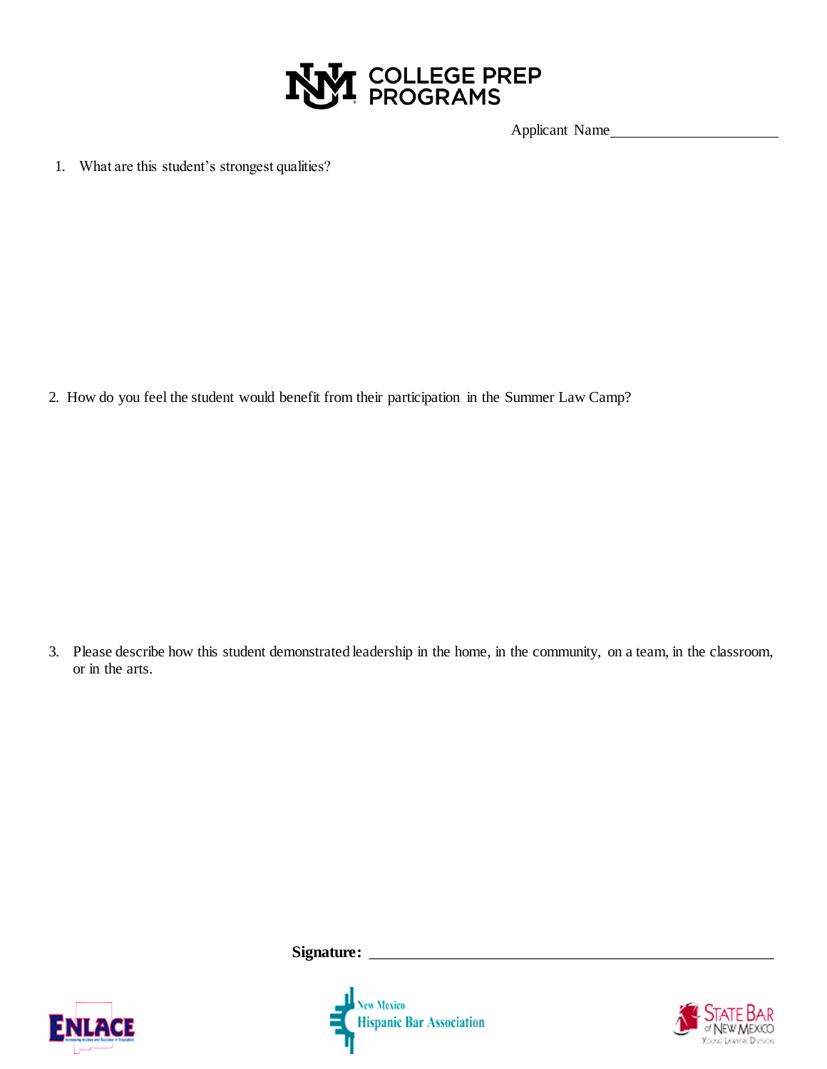UNM COLLEGE PREP PROGRAMS

Applicant Name______________________

1. What are this student's strongest qualities?

2. How do you feel the student would benefit from their participation in the Summer Law Camp?

3. Please describe how this student demonstrated leadership in the home, in the community, on a team, in the classroom, or in the arts.

**Signature:** ___________________________________________________

ENLACE

New Mexico Hispanic Bar Association

State Bar of New Mexico Young Lawyers Division